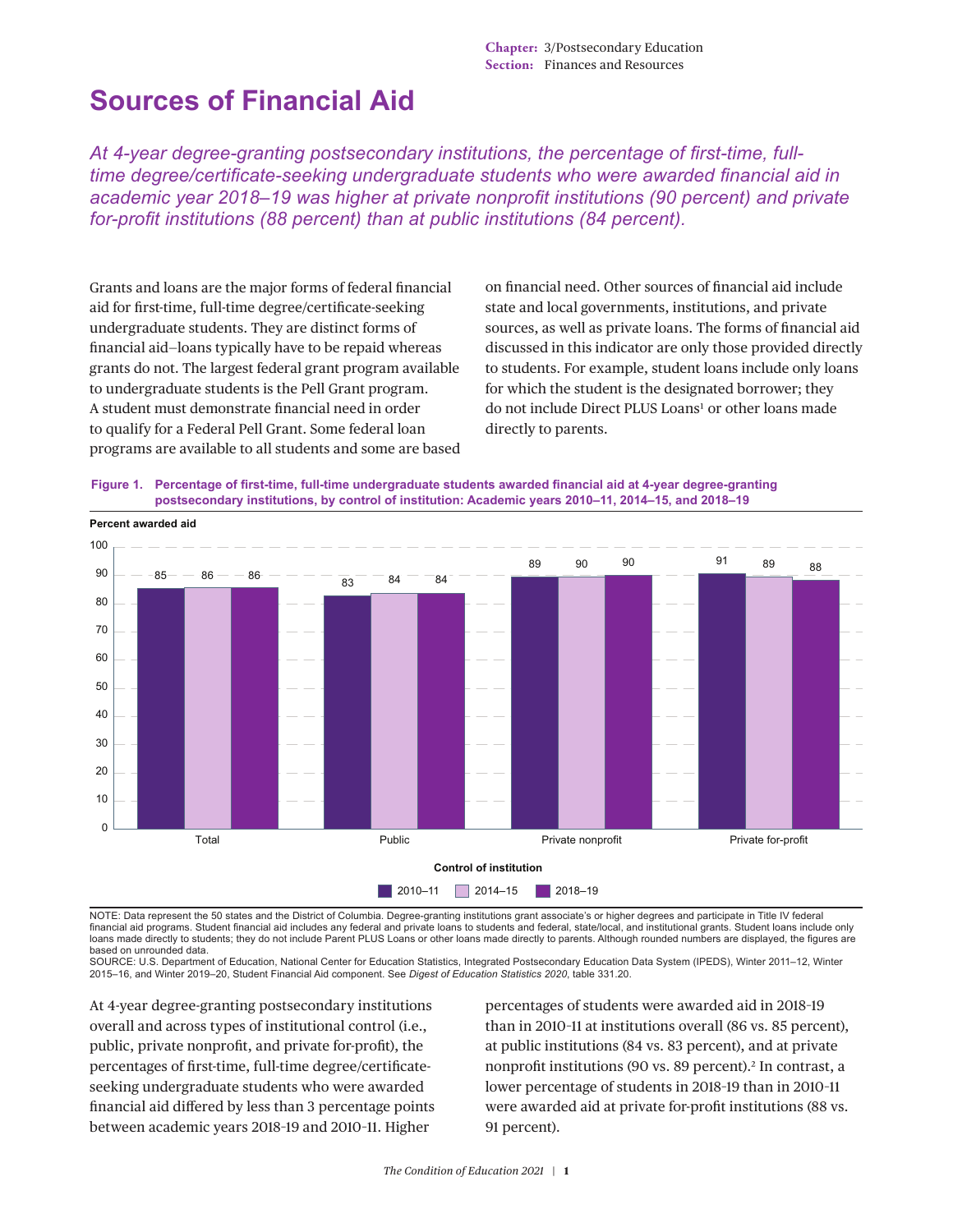# Sources of Financial Aid

*At 4-year degree-granting postsecondary institutions, the percentage of first-time, full-time degree/certificate-seeking undergraduate students who were awarded financial aid in academic year 2018–19 was higher at private nonprofit institutions (90 percent) and private for-profit institutions (88 percent) than at public institutions (84 percent).*

Grants and loans are the major forms of federal financial aid for first-time, full-time degree/certificate-seeking undergraduate students. They are distinct forms of financial aid—loans typically have to be repaid whereas grants do not. The largest federal grant program available to undergraduate students is the Pell Grant program. A student must demonstrate financial need in order to qualify for a Federal Pell Grant. Some federal loan programs are available to all students and some are based on financial need. Other sources of financial aid include state and local governments, institutions, and private sources, as well as private loans. The forms of financial aid discussed in this indicator are only those provided directly to students. For example, student loans include only loans for which the student is the designated borrower; they do not include Direct PLUS Loans[1] or other loans made directly to parents.

**Figure 1. Percentage of first-time, full-time undergraduate students awarded financial aid at 4-year degree-granting postsecondary institutions, by control of institution: Academic years 2010–11, 2014–15, and 2018–19**

| Control of institution | 2010–11 | 2014–15 | 2018–19 |
|---|---|---|---|
| Total | 85 | 86 | 86 |
| Public | 83 | 84 | 84 |
| Private nonprofit | 89 | 90 | 90 |
| Private for-profit | 91 | 89 | 88 |

NOTE: Data represent the 50 states and the District of Columbia. Degree-granting institutions grant associate's or higher degrees and participate in Title IV federal financial aid programs. Student financial aid includes any federal and private loans to students and federal, state/local, and institutional grants. Student loans include only loans made directly to students; they do not include Parent PLUS Loans or other loans made directly to parents. Although rounded numbers are displayed, the figures are based on unrounded data.

SOURCE: U.S. Department of Education, National Center for Education Statistics, Integrated Postsecondary Education Data System (IPEDS), Winter 2011–12, Winter 2015–16, and Winter 2019–20, Student Financial Aid component. See *Digest of Education Statistics 2020*, table 331.20.

At 4-year degree-granting postsecondary institutions overall and across types of institutional control (i.e., public, private nonprofit, and private for-profit), the percentages of first-time, full-time degree/certificate-seeking undergraduate students who were awarded financial aid differed by less than 3 percentage points between academic years 2018-19 and 2010-11. Higher percentages of students were awarded aid in 2018-19 than in 2010-11 at institutions overall (86 vs. 85 percent), at public institutions (84 vs. 83 percent), and at private nonprofit institutions (90 vs. 89 percent).[2] In contrast, a lower percentage of students in 2018-19 than in 2010-11 were awarded aid at private for-profit institutions (88 vs. 91 percent).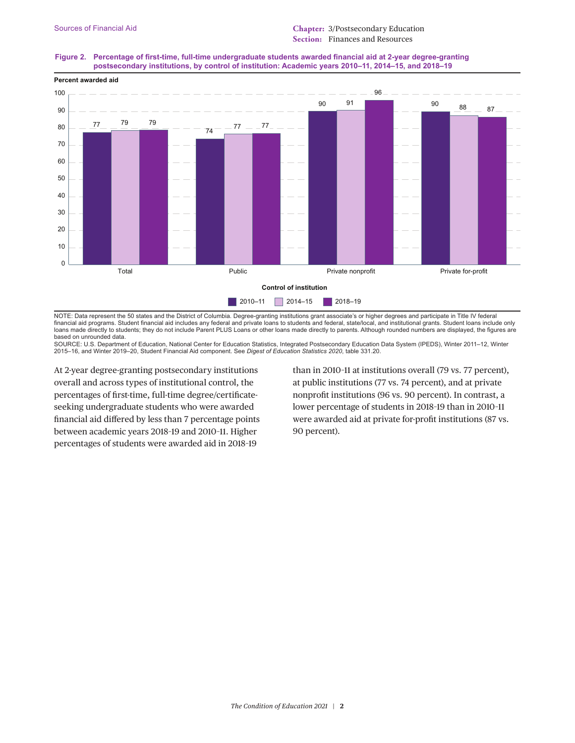**Figure 2. Percentage of first-time, full-time undergraduate students awarded financial aid at 2-year degree-granting postsecondary institutions, by control of institution: Academic years 2010–11, 2014–15, and 2018–19**

| Control of institution | 2010–11 | 2014–15 | 2018–19 |
|---|---|---|---|
| Total | 77 | 79 | 79 |
| Public | 74 | 77 | 77 |
| Private nonprofit | 90 | 91 | 96 |
| Private for-profit | 90 | 88 | 87 |

NOTE: Data represent the 50 states and the District of Columbia. Degree-granting institutions grant associate's or higher degrees and participate in Title IV federal financial aid programs. Student financial aid includes any federal and private loans to students and federal, state/local, and institutional grants. Student loans include only loans made directly to students; they do not include Parent PLUS Loans or other loans made directly to parents. Although rounded numbers are displayed, the figures are based on unrounded data.
SOURCE: U.S. Department of Education, National Center for Education Statistics, Integrated Postsecondary Education Data System (IPEDS), Winter 2011–12, Winter 2015–16, and Winter 2019–20, Student Financial Aid component. See *Digest of Education Statistics 2020*, table 331.20.

At 2-year degree-granting postsecondary institutions overall and across types of institutional control, the percentages of first-time, full-time degree/certificate-seeking undergraduate students who were awarded financial aid differed by less than 7 percentage points between academic years 2018–19 and 2010–11. Higher percentages of students were awarded aid in 2018–19 than in 2010–11 at institutions overall (79 vs. 77 percent), at public institutions (77 vs. 74 percent), and at private nonprofit institutions (96 vs. 90 percent). In contrast, a lower percentage of students in 2018–19 than in 2010–11 were awarded aid at private for-profit institutions (87 vs. 90 percent).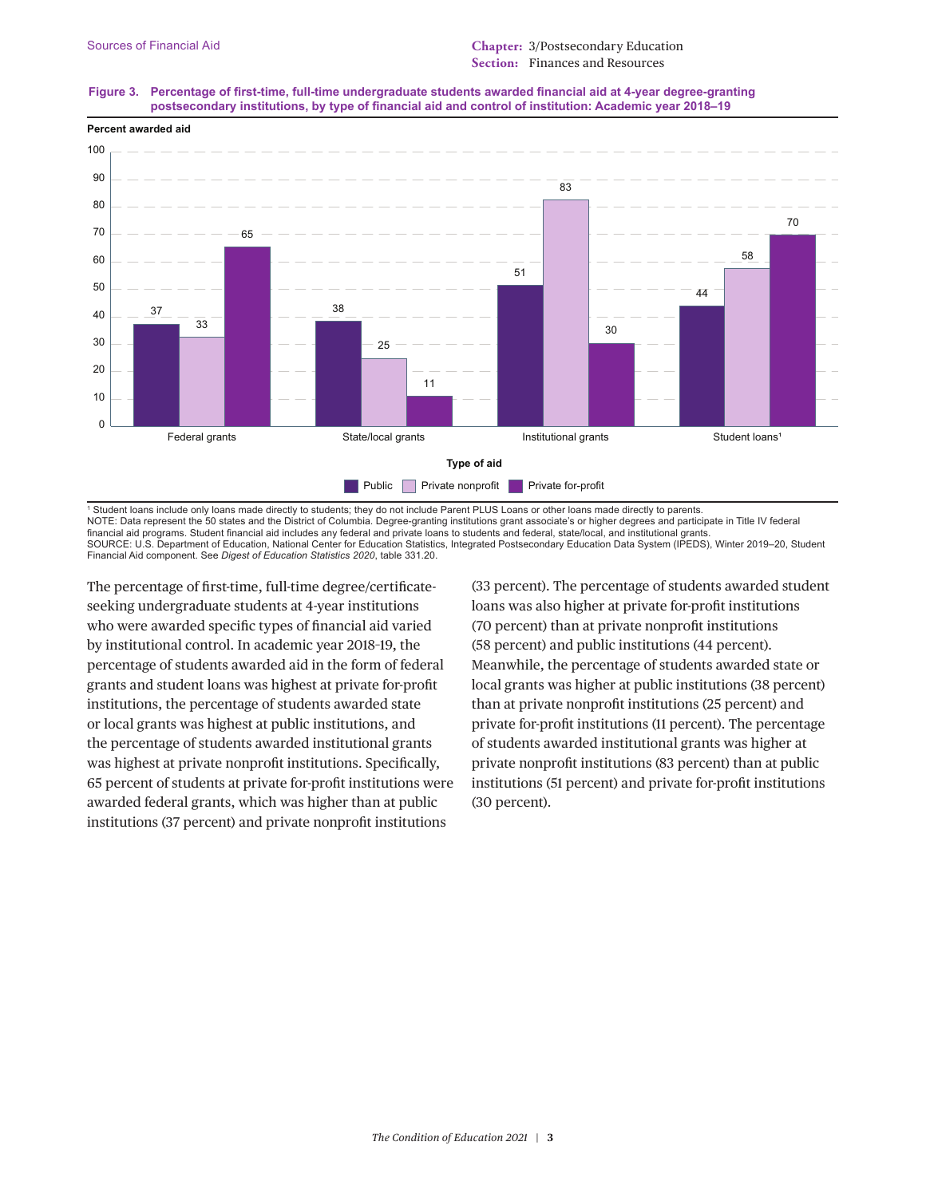**Figure 3. Percentage of first-time, full-time undergraduate students awarded financial aid at 4-year degree-granting postsecondary institutions, by type of financial aid and control of institution: Academic year 2018–19**

| Type of aid | Public | Private nonprofit | Private for-profit |
| --- | --- | --- | --- |
| Federal grants | 37 | 33 | 65 |
| State/local grants | 38 | 25 | 11 |
| Institutional grants | 51 | 83 | 30 |
| Student loans[1] | 44 | 58 | 70 |

[1] Student loans include only loans made directly to students; they do not include Parent PLUS Loans or other loans made directly to parents.
NOTE: Data represent the 50 states and the District of Columbia. Degree-granting institutions grant associate's or higher degrees and participate in Title IV federal financial aid programs. Student financial aid includes any federal and private loans to students and federal, state/local, and institutional grants.
SOURCE: U.S. Department of Education, National Center for Education Statistics, Integrated Postsecondary Education Data System (IPEDS), Winter 2019–20, Student Financial Aid component. See *Digest of Education Statistics 2020*, table 331.20.

The percentage of first-time, full-time degree/certificate-seeking undergraduate students at 4-year institutions who were awarded specific types of financial aid varied by institutional control. In academic year 2018–19, the percentage of students awarded aid in the form of federal grants and student loans was highest at private for-profit institutions, the percentage of students awarded state or local grants was highest at public institutions, and the percentage of students awarded institutional grants was highest at private nonprofit institutions. Specifically, 65 percent of students at private for-profit institutions were awarded federal grants, which was higher than at public institutions (37 percent) and private nonprofit institutions (33 percent). The percentage of students awarded student loans was also higher at private for-profit institutions (70 percent) than at private nonprofit institutions (58 percent) and public institutions (44 percent). Meanwhile, the percentage of students awarded state or local grants was higher at public institutions (38 percent) than at private nonprofit institutions (25 percent) and private for-profit institutions (11 percent). The percentage of students awarded institutional grants was higher at private nonprofit institutions (83 percent) than at public institutions (51 percent) and private for-profit institutions (30 percent).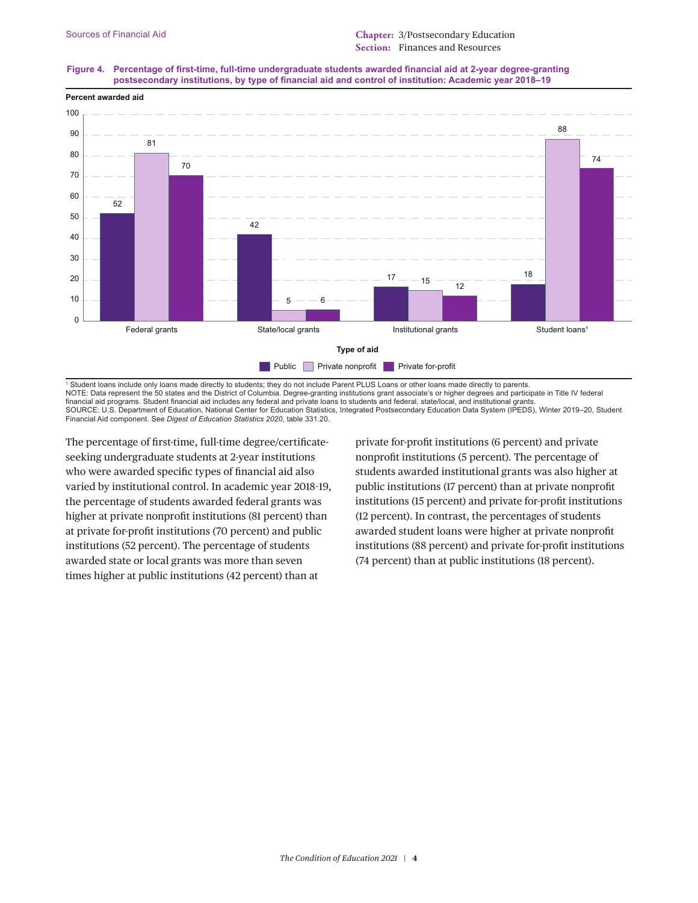**Figure 4. Percentage of first-time, full-time undergraduate students awarded financial aid at 2-year degree-granting postsecondary institutions, by type of financial aid and control of institution: Academic year 2018–19**

| Type of aid | Public | Private nonprofit | Private for-profit |
|---|---|---|---|
| Federal grants | 52 | 81 | 70 |
| State/local grants | 42 | 5 | 6 |
| Institutional grants | 17 | 15 | 12 |
| Student loans[1] | 18 | 88 | 74 |

[1] Student loans include only loans made directly to students; they do not include Parent PLUS Loans or other loans made directly to parents.
NOTE: Data represent the 50 states and the District of Columbia. Degree-granting institutions grant associate's or higher degrees and participate in Title IV federal financial aid programs. Student financial aid includes any federal and private loans to students and federal, state/local, and institutional grants.
SOURCE: U.S. Department of Education, National Center for Education Statistics, Integrated Postsecondary Education Data System (IPEDS), Winter 2019–20, Student Financial Aid component. See *Digest of Education Statistics 2020*, table 331.20.

The percentage of first-time, full-time degree/certificate-seeking undergraduate students at 2-year institutions who were awarded specific types of financial aid also varied by institutional control. In academic year 2018–19, the percentage of students awarded federal grants was higher at private nonprofit institutions (81 percent) than at private for-profit institutions (70 percent) and public institutions (52 percent). The percentage of students awarded state or local grants was more than seven times higher at public institutions (42 percent) than at private for-profit institutions (6 percent) and private nonprofit institutions (5 percent). The percentage of students awarded institutional grants was also higher at public institutions (17 percent) than at private nonprofit institutions (15 percent) and private for-profit institutions (12 percent). In contrast, the percentages of students awarded student loans were higher at private nonprofit institutions (88 percent) and private for-profit institutions (74 percent) than at public institutions (18 percent).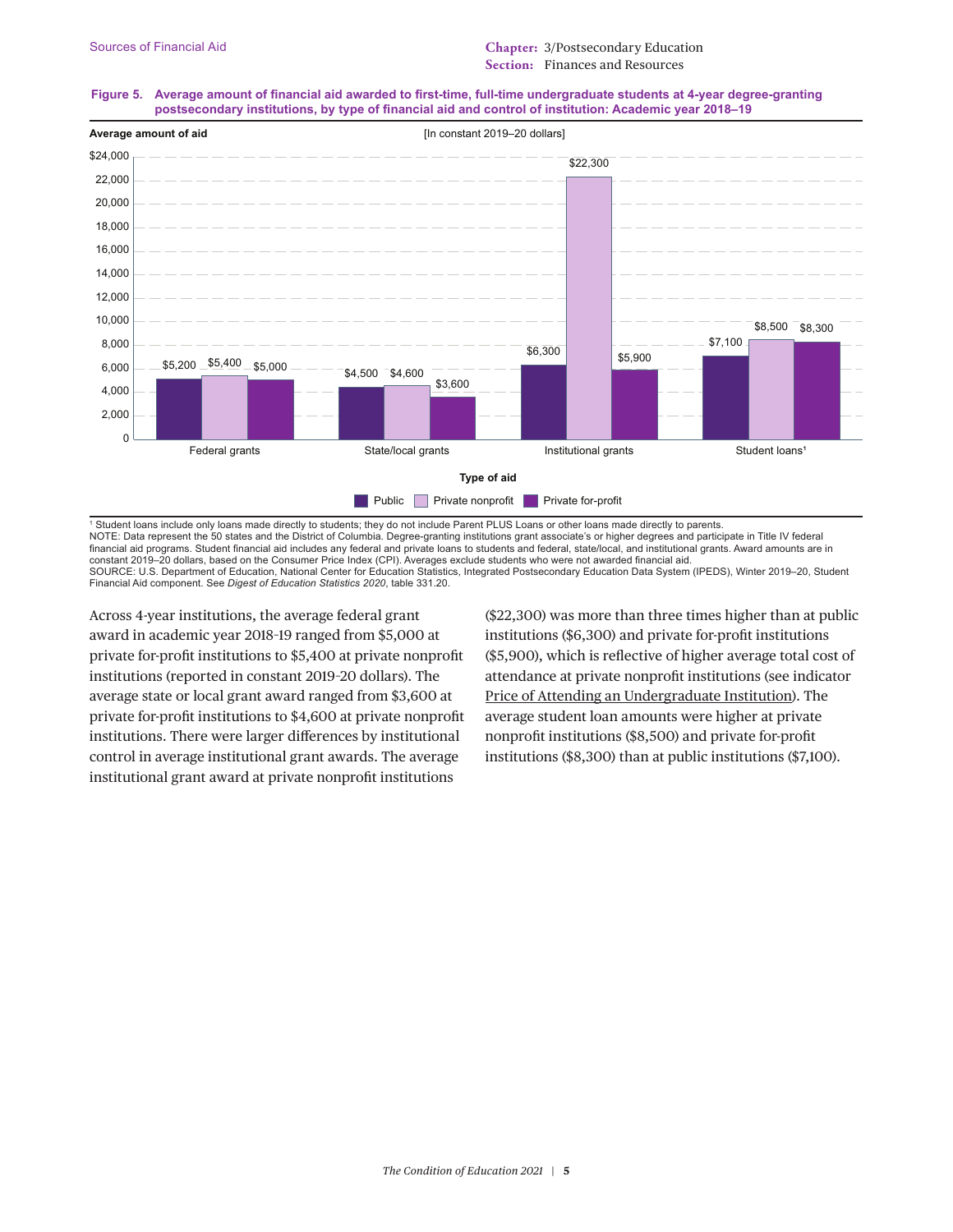**Figure 5. Average amount of financial aid awarded to first-time, full-time undergraduate students at 4-year degree-granting postsecondary institutions, by type of financial aid and control of institution: Academic year 2018–19**

[In constant 2019–20 dollars]

| Type of aid | Public | Private nonprofit | Private for-profit |
|---|---|---|---|
| Federal grants | $5,200 | $5,400 | $5,000 |
| State/local grants | $4,500 | $4,600 | $3,600 |
| Institutional grants | $6,300 | $22,300 | $5,900 |
| Student loans[1] | $7,100 | $8,500 | $8,300 |

[1] Student loans include only loans made directly to students; they do not include Parent PLUS Loans or other loans made directly to parents.

NOTE: Data represent the 50 states and the District of Columbia. Degree-granting institutions grant associate's or higher degrees and participate in Title IV federal financial aid programs. Student financial aid includes any federal and private loans to students and federal, state/local, and institutional grants. Award amounts are in constant 2019–20 dollars, based on the Consumer Price Index (CPI). Averages exclude students who were not awarded financial aid.

SOURCE: U.S. Department of Education, National Center for Education Statistics, Integrated Postsecondary Education Data System (IPEDS), Winter 2019–20, Student Financial Aid component. See *Digest of Education Statistics 2020*, table 331.20.

Across 4-year institutions, the average federal grant award in academic year 2018–19 ranged from $5,000 at private for-profit institutions to $5,400 at private nonprofit institutions (reported in constant 2019–20 dollars). The average state or local grant award ranged from $3,600 at private for-profit institutions to $4,600 at private nonprofit institutions. There were larger differences by institutional control in average institutional grant awards. The average institutional grant award at private nonprofit institutions ($22,300) was more than three times higher than at public institutions ($6,300) and private for-profit institutions ($5,900), which is reflective of higher average total cost of attendance at private nonprofit institutions (see indicator Price of Attending an Undergraduate Institution). The average student loan amounts were higher at private nonprofit institutions ($8,500) and private for-profit institutions ($8,300) than at public institutions ($7,100).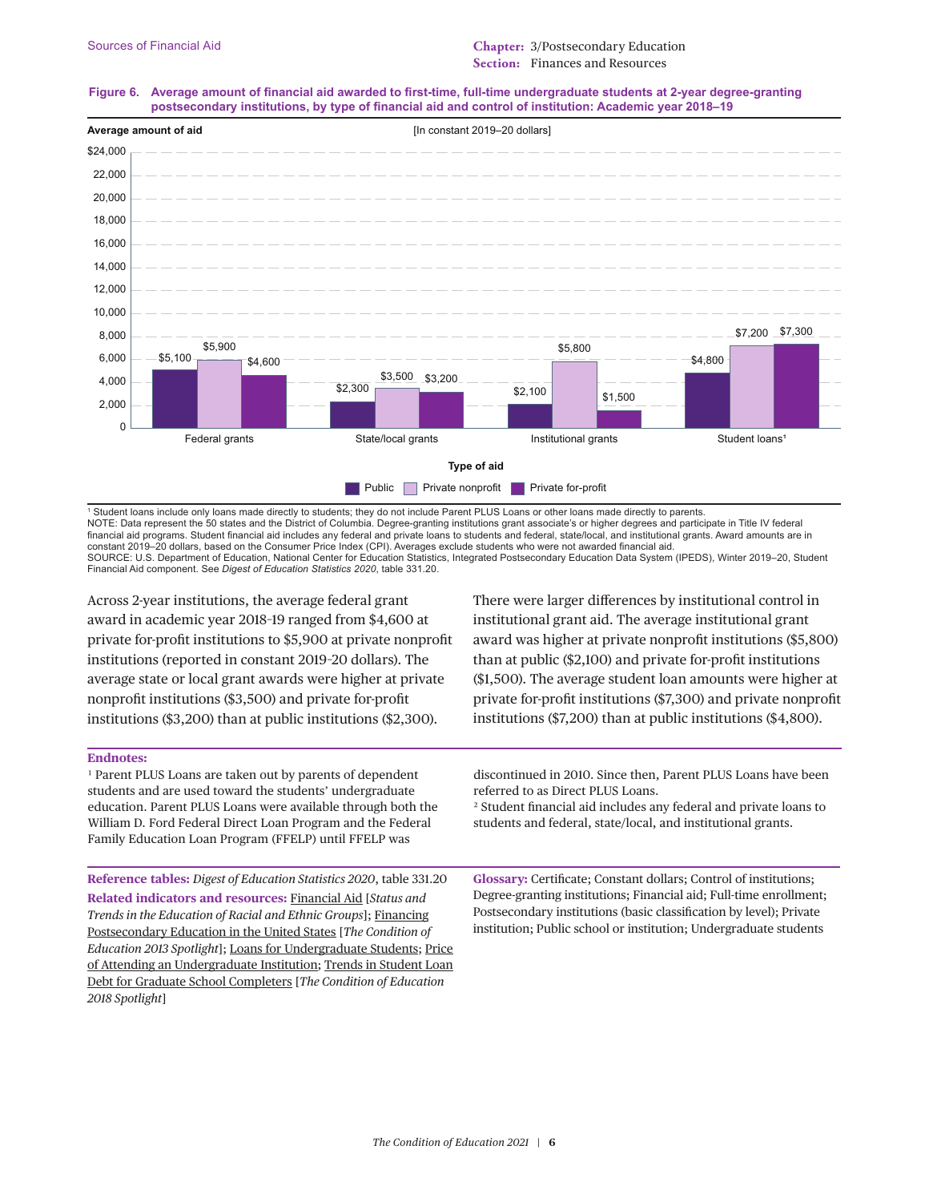**Figure 6. Average amount of financial aid awarded to first-time, full-time undergraduate students at 2-year degree-granting postsecondary institutions, by type of financial aid and control of institution: Academic year 2018–19**

Average amount of aid

[In constant 2019–20 dollars]

$24,000
22,000
20,000
18,000
16,000
14,000
12,000
10,000
8,000
6,000
4,000
2,000
0

Federal grants: $5,100 $5,900 $4,600

State/local grants: $2,300 $3,500 $3,200

Institutional grants: $2,100 $5,800 $1,500

Student loans[1]: $4,800 $7,200 $7,300

Type of aid

Public | Private nonprofit | Private for-profit

[1] Student loans include only loans made directly to students; they do not include Parent PLUS Loans or other loans made directly to parents.
NOTE: Data represent the 50 states and the District of Columbia. Degree-granting institutions grant associate's or higher degrees and participate in Title IV federal financial aid programs. Student financial aid includes any federal and private loans to students and federal, state/local, and institutional grants. Award amounts are in constant 2019–20 dollars, based on the Consumer Price Index (CPI). Averages exclude students who were not awarded financial aid.
SOURCE: U.S. Department of Education, National Center for Education Statistics, Integrated Postsecondary Education Data System (IPEDS), Winter 2019–20, Student Financial Aid component. See *Digest of Education Statistics 2020*, table 331.20.

Across 2-year institutions, the average federal grant award in academic year 2018–19 ranged from $4,600 at private for-profit institutions to $5,900 at private nonprofit institutions (reported in constant 2019–20 dollars). The average state or local grant awards were higher at private nonprofit institutions ($3,500) and private for-profit institutions ($3,200) than at public institutions ($2,300).

There were larger differences by institutional control in institutional grant aid. The average institutional grant award was higher at private nonprofit institutions ($5,800) than at public ($2,100) and private for-profit institutions ($1,500). The average student loan amounts were higher at private for-profit institutions ($7,300) and private nonprofit institutions ($7,200) than at public institutions ($4,800).

**Endnotes:**

[1] Parent PLUS Loans are taken out by parents of dependent students and are used toward the students' undergraduate education. Parent PLUS Loans were available through both the William D. Ford Federal Direct Loan Program and the Federal Family Education Loan Program (FFELP) until FFELP was discontinued in 2010. Since then, Parent PLUS Loans have been referred to as Direct PLUS Loans.

[2] Student financial aid includes any federal and private loans to students and federal, state/local, and institutional grants.

**Reference tables:** *Digest of Education Statistics 2020*, table 331.20

**Related indicators and resources:** Financial Aid [*Status and Trends in the Education of Racial and Ethnic Groups*]; Financing Postsecondary Education in the United States [*The Condition of Education 2013 Spotlight*]; Loans for Undergraduate Students; Price of Attending an Undergraduate Institution; Trends in Student Loan Debt for Graduate School Completers [*The Condition of Education 2018 Spotlight*]

**Glossary:** Certificate; Constant dollars; Control of institutions; Degree-granting institutions; Financial aid; Full-time enrollment; Postsecondary institutions (basic classification by level); Private institution; Public school or institution; Undergraduate students